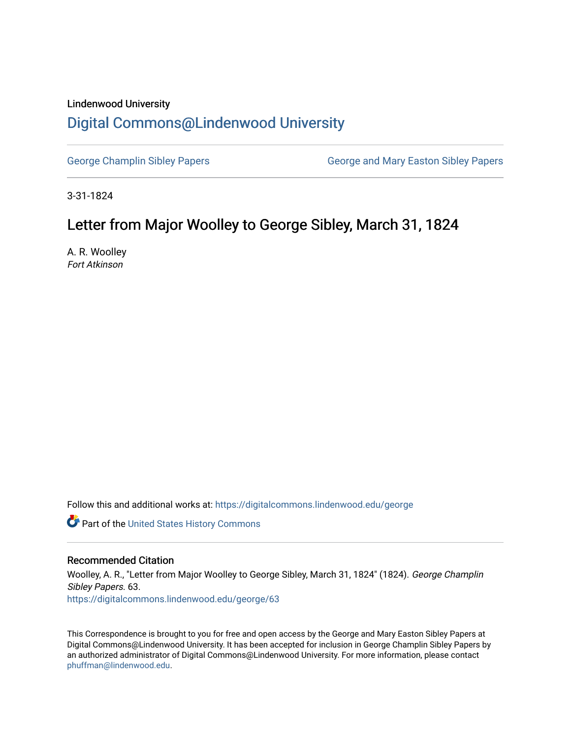Lindenwood University

# Digital Commons@Lindenwood University

George Champlin Sibley Papers | George and Mary Easton Sibley Papers

3-31-1824

## Letter from Major Woolley to George Sibley, March 31, 1824

A. R. Woolley
*Fort Atkinson*

Follow this and additional works at: https://digitalcommons.lindenwood.edu/george

Part of the United States History Commons

### Recommended Citation

Woolley, A. R., "Letter from Major Woolley to George Sibley, March 31, 1824" (1824). *George Champlin Sibley Papers*. 63.
https://digitalcommons.lindenwood.edu/george/63

This Correspondence is brought to you for free and open access by the George and Mary Easton Sibley Papers at Digital Commons@Lindenwood University. It has been accepted for inclusion in George Champlin Sibley Papers by an authorized administrator of Digital Commons@Lindenwood University. For more information, please contact phuffman@lindenwood.edu.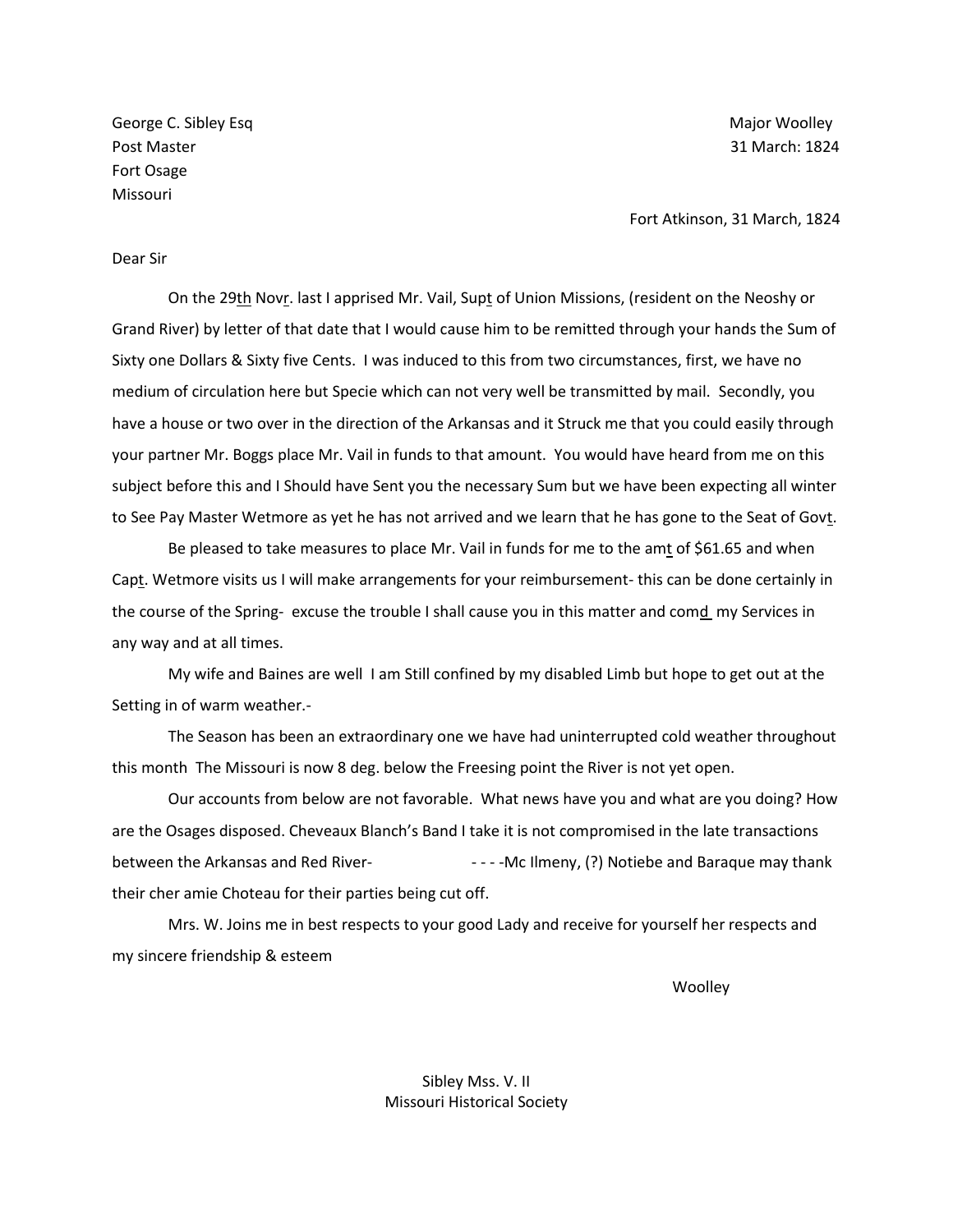George C. Sibley Esq
Post Master
Fort Osage
Missouri

Major Woolley
31 March: 1824

Fort Atkinson, 31 March, 1824

Dear Sir

On the 29th Novr. last I apprised Mr. Vail, Supt of Union Missions, (resident on the Neoshy or Grand River) by letter of that date that I would cause him to be remitted through your hands the Sum of Sixty one Dollars & Sixty five Cents. I was induced to this from two circumstances, first, we have no medium of circulation here but Specie which can not very well be transmitted by mail. Secondly, you have a house or two over in the direction of the Arkansas and it Struck me that you could easily through your partner Mr. Boggs place Mr. Vail in funds to that amount. You would have heard from me on this subject before this and I Should have Sent you the necessary Sum but we have been expecting all winter to See Pay Master Wetmore as yet he has not arrived and we learn that he has gone to the Seat of Govt.

Be pleased to take measures to place Mr. Vail in funds for me to the amt of $61.65 and when Capt. Wetmore visits us I will make arrangements for your reimbursement- this can be done certainly in the course of the Spring- excuse the trouble I shall cause you in this matter and comd my Services in any way and at all times.

My wife and Baines are well I am Still confined by my disabled Limb but hope to get out at the Setting in of warm weather.-

The Season has been an extraordinary one we have had uninterrupted cold weather throughout this month The Missouri is now 8 deg. below the Freesing point the River is not yet open.

Our accounts from below are not favorable. What news have you and what are you doing? How are the Osages disposed. Cheveaux Blanch's Band I take it is not compromised in the late transactions between the Arkansas and Red River- - - - -Mc Ilmeny, (?) Notiebe and Baraque may thank their cher amie Choteau for their parties being cut off.

Mrs. W. Joins me in best respects to your good Lady and receive for yourself her respects and my sincere friendship & esteem

Woolley

Sibley Mss. V. II
Missouri Historical Society